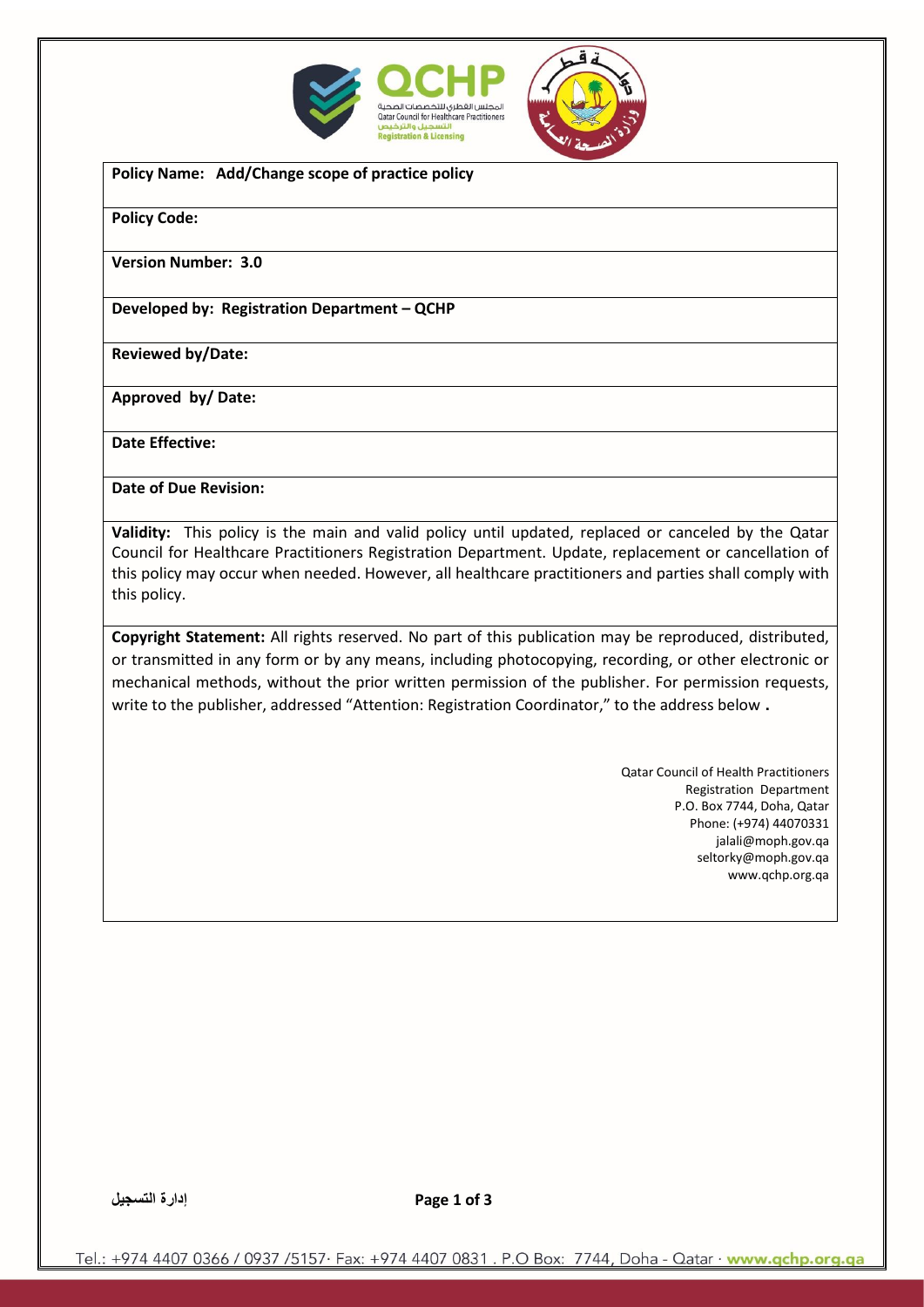**Policy Name: Add/Change scope of practice policy**

**Policy Code:**

**Version Number: 3.0**

**Developed by: Registration Department – QCHP**

**Reviewed by/Date:**

**Approved by/ Date:**

**Date Effective:**

**Date of Due Revision:**

**Validity:** This policy is the main and valid policy until updated, replaced or canceled by the Qatar Council for Healthcare Practitioners Registration Department. Update, replacement or cancellation of this policy may occur when needed. However, all healthcare practitioners and parties shall comply with this policy.

**Copyright Statement:** All rights reserved. No part of this publication may be reproduced, distributed, or transmitted in any form or by any means, including photocopying, recording, or other electronic or mechanical methods, without the prior written permission of the publisher. For permission requests, write to the publisher, addressed "Attention: Registration Coordinator," to the address below **.**

Qatar Council of Health Practitioners
Registration Department
P.O. Box 7744, Doha, Qatar
Phone: (+974) 44070331
jalali@moph.gov.qa
seltorky@moph.gov.qa
www.qchp.org.qa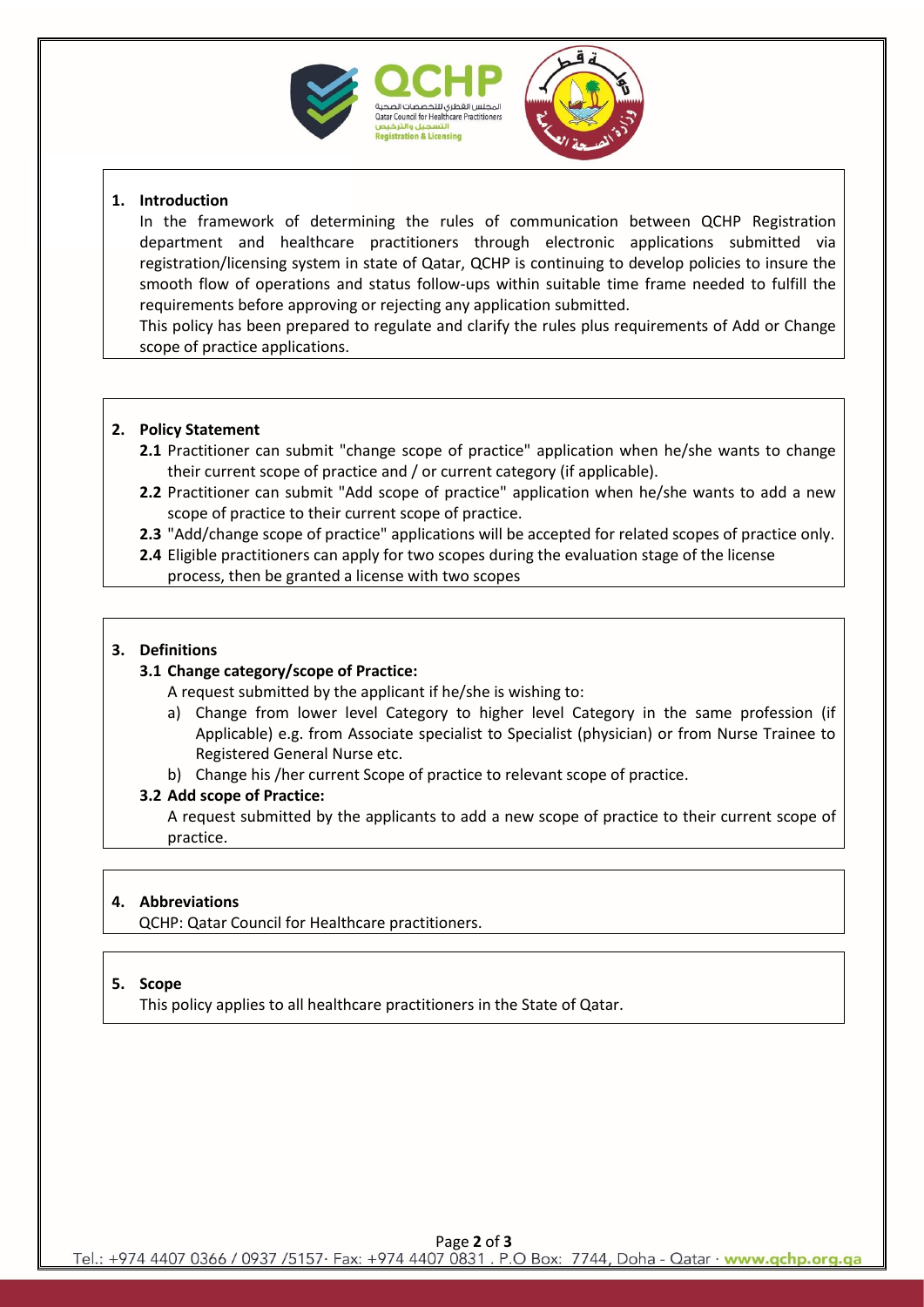## 1. Introduction

In the framework of determining the rules of communication between QCHP Registration department and healthcare practitioners through electronic applications submitted via registration/licensing system in state of Qatar, QCHP is continuing to develop policies to insure the smooth flow of operations and status follow-ups within suitable time frame needed to fulfill the requirements before approving or rejecting any application submitted.

This policy has been prepared to regulate and clarify the rules plus requirements of Add or Change scope of practice applications.

## 2. Policy Statement

**2.1** Practitioner can submit "change scope of practice" application when he/she wants to change their current scope of practice and / or current category (if applicable).

**2.2** Practitioner can submit "Add scope of practice" application when he/she wants to add a new scope of practice to their current scope of practice.

**2.3** "Add/change scope of practice" applications will be accepted for related scopes of practice only.

**2.4** Eligible practitioners can apply for two scopes during the evaluation stage of the license process, then be granted a license with two scopes

## 3. Definitions

### 3.1 Change category/scope of Practice:

A request submitted by the applicant if he/she is wishing to:

a) Change from lower level Category to higher level Category in the same profession (if Applicable) e.g. from Associate specialist to Specialist (physician) or from Nurse Trainee to Registered General Nurse etc.

b) Change his /her current Scope of practice to relevant scope of practice.

### 3.2 Add scope of Practice:

A request submitted by the applicants to add a new scope of practice to their current scope of practice.

## 4. Abbreviations

QCHP: Qatar Council for Healthcare practitioners.

## 5. Scope

This policy applies to all healthcare practitioners in the State of Qatar.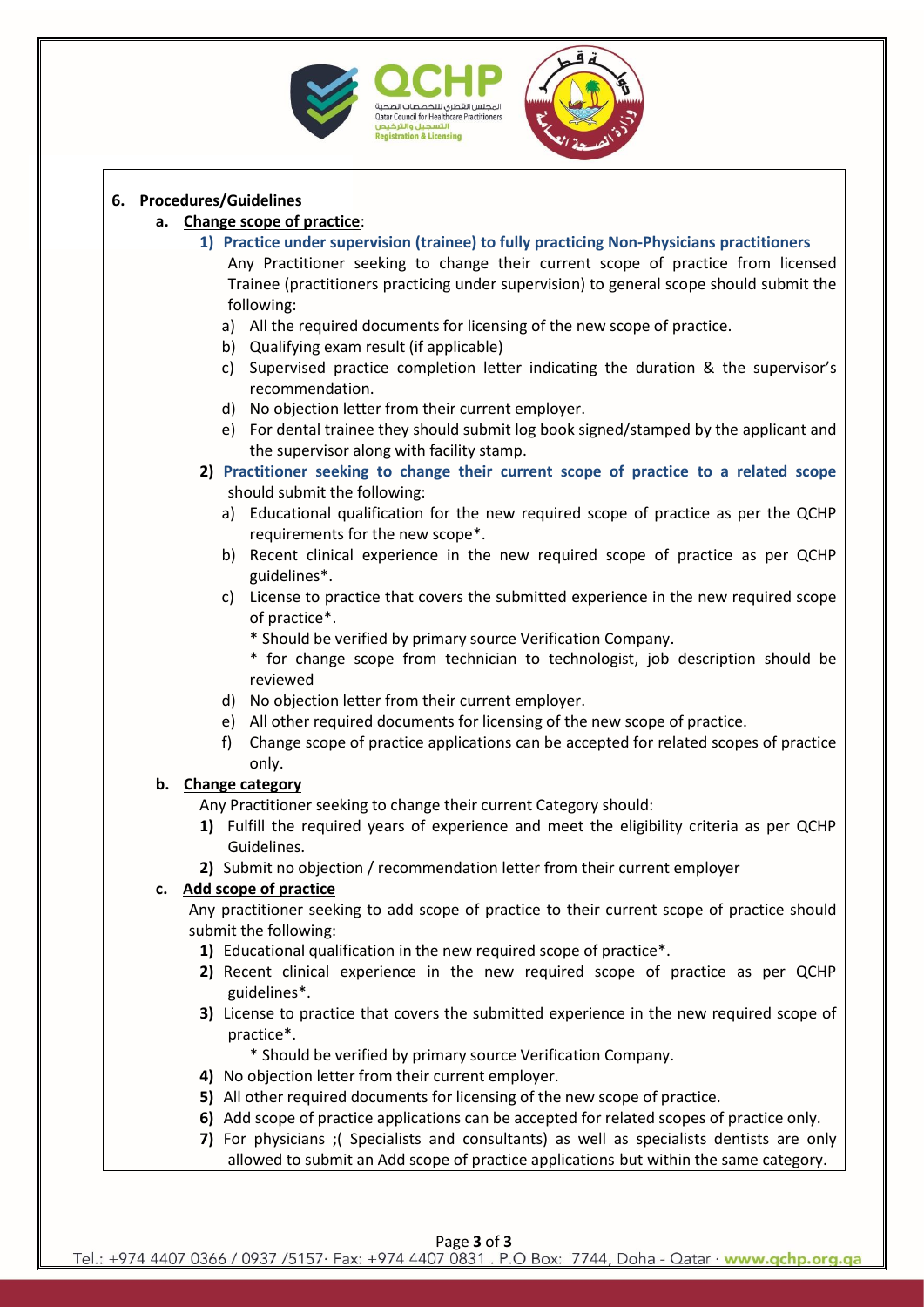## 6. Procedures/Guidelines

### a. Change scope of practice:

**1) Practice under supervision (trainee) to fully practicing Non-Physicians practitioners**

Any Practitioner seeking to change their current scope of practice from licensed Trainee (practitioners practicing under supervision) to general scope should submit the following:

a) All the required documents for licensing of the new scope of practice.
b) Qualifying exam result (if applicable)
c) Supervised practice completion letter indicating the duration & the supervisor's recommendation.
d) No objection letter from their current employer.
e) For dental trainee they should submit log book signed/stamped by the applicant and the supervisor along with facility stamp.

**2) Practitioner seeking to change their current scope of practice to a related scope** should submit the following:

a) Educational qualification for the new required scope of practice as per the QCHP requirements for the new scope*.
b) Recent clinical experience in the new required scope of practice as per QCHP guidelines*.
c) License to practice that covers the submitted experience in the new required scope of practice*.
   * Should be verified by primary source Verification Company.
   * for change scope from technician to technologist, job description should be reviewed
d) No objection letter from their current employer.
e) All other required documents for licensing of the new scope of practice.
f) Change scope of practice applications can be accepted for related scopes of practice only.

### b. Change category

Any Practitioner seeking to change their current Category should:

1) Fulfill the required years of experience and meet the eligibility criteria as per QCHP Guidelines.
2) Submit no objection / recommendation letter from their current employer

### c. Add scope of practice

Any practitioner seeking to add scope of practice to their current scope of practice should submit the following:

1) Educational qualification in the new required scope of practice*.
2) Recent clinical experience in the new required scope of practice as per QCHP guidelines*.
3) License to practice that covers the submitted experience in the new required scope of practice*.
   * Should be verified by primary source Verification Company.
4) No objection letter from their current employer.
5) All other required documents for licensing of the new scope of practice.
6) Add scope of practice applications can be accepted for related scopes of practice only.
7) For physicians ;( Specialists and consultants) as well as specialists dentists are only allowed to submit an Add scope of practice applications but within the same category.